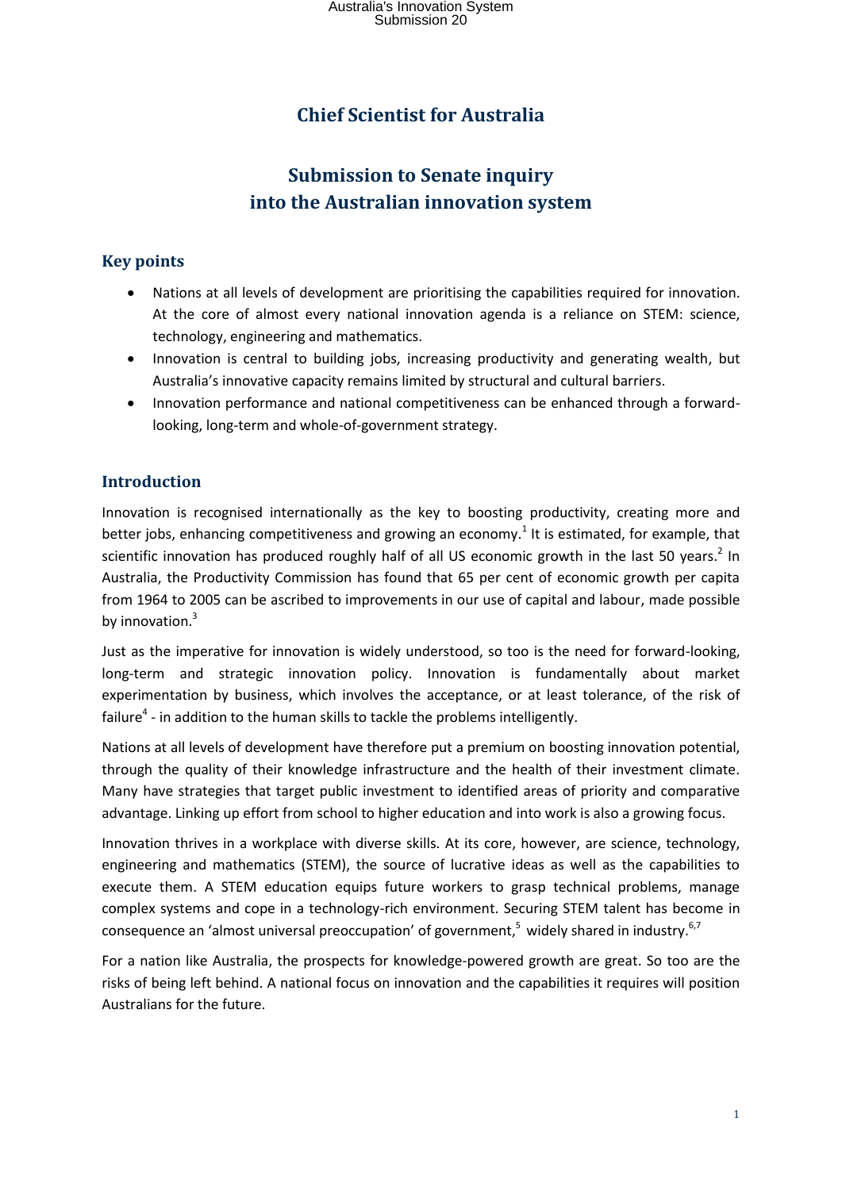# Chief Scientist for Australia

## Submission to Senate inquiry into the Australian innovation system

### Key points

- Nations at all levels of development are prioritising the capabilities required for innovation. At the core of almost every national innovation agenda is a reliance on STEM: science, technology, engineering and mathematics.
- Innovation is central to building jobs, increasing productivity and generating wealth, but Australia's innovative capacity remains limited by structural and cultural barriers.
- Innovation performance and national competitiveness can be enhanced through a forward-looking, long-term and whole-of-government strategy.

### Introduction

Innovation is recognised internationally as the key to boosting productivity, creating more and better jobs, enhancing competitiveness and growing an economy.[1] It is estimated, for example, that scientific innovation has produced roughly half of all US economic growth in the last 50 years.[2] In Australia, the Productivity Commission has found that 65 per cent of economic growth per capita from 1964 to 2005 can be ascribed to improvements in our use of capital and labour, made possible by innovation.[3]

Just as the imperative for innovation is widely understood, so too is the need for forward-looking, long-term and strategic innovation policy. Innovation is fundamentally about market experimentation by business, which involves the acceptance, or at least tolerance, of the risk of failure[4] - in addition to the human skills to tackle the problems intelligently.

Nations at all levels of development have therefore put a premium on boosting innovation potential, through the quality of their knowledge infrastructure and the health of their investment climate. Many have strategies that target public investment to identified areas of priority and comparative advantage. Linking up effort from school to higher education and into work is also a growing focus.

Innovation thrives in a workplace with diverse skills. At its core, however, are science, technology, engineering and mathematics (STEM), the source of lucrative ideas as well as the capabilities to execute them. A STEM education equips future workers to grasp technical problems, manage complex systems and cope in a technology-rich environment. Securing STEM talent has become in consequence an 'almost universal preoccupation' of government,[5] widely shared in industry.[6,7]

For a nation like Australia, the prospects for knowledge-powered growth are great. So too are the risks of being left behind. A national focus on innovation and the capabilities it requires will position Australians for the future.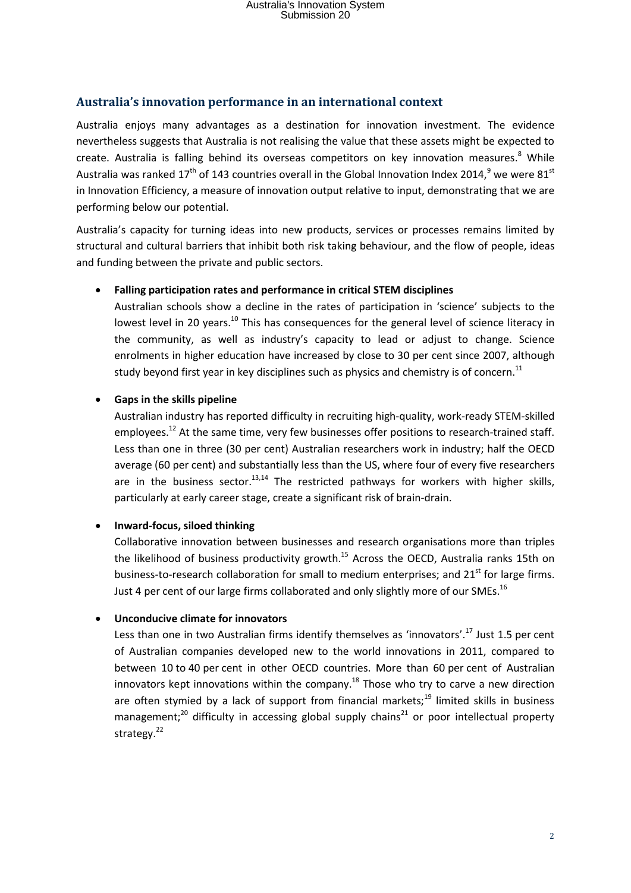## Australia's innovation performance in an international context

Australia enjoys many advantages as a destination for innovation investment. The evidence nevertheless suggests that Australia is not realising the value that these assets might be expected to create. Australia is falling behind its overseas competitors on key innovation measures.[8] While Australia was ranked 17th of 143 countries overall in the Global Innovation Index 2014,[9] we were 81st in Innovation Efficiency, a measure of innovation output relative to input, demonstrating that we are performing below our potential.

Australia's capacity for turning ideas into new products, services or processes remains limited by structural and cultural barriers that inhibit both risk taking behaviour, and the flow of people, ideas and funding between the private and public sectors.

- **Falling participation rates and performance in critical STEM disciplines**
  Australian schools show a decline in the rates of participation in 'science' subjects to the lowest level in 20 years.[10] This has consequences for the general level of science literacy in the community, as well as industry's capacity to lead or adjust to change. Science enrolments in higher education have increased by close to 30 per cent since 2007, although study beyond first year in key disciplines such as physics and chemistry is of concern.[11]

- **Gaps in the skills pipeline**
  Australian industry has reported difficulty in recruiting high-quality, work-ready STEM-skilled employees.[12] At the same time, very few businesses offer positions to research-trained staff. Less than one in three (30 per cent) Australian researchers work in industry; half the OECD average (60 per cent) and substantially less than the US, where four of every five researchers are in the business sector.[13,14] The restricted pathways for workers with higher skills, particularly at early career stage, create a significant risk of brain-drain.

- **Inward-focus, siloed thinking**
  Collaborative innovation between businesses and research organisations more than triples the likelihood of business productivity growth.[15] Across the OECD, Australia ranks 15th on business-to-research collaboration for small to medium enterprises; and 21st for large firms. Just 4 per cent of our large firms collaborated and only slightly more of our SMEs.[16]

- **Unconducive climate for innovators**
  Less than one in two Australian firms identify themselves as 'innovators'.[17] Just 1.5 per cent of Australian companies developed new to the world innovations in 2011, compared to between 10 to 40 per cent in other OECD countries. More than 60 per cent of Australian innovators kept innovations within the company.[18] Those who try to carve a new direction are often stymied by a lack of support from financial markets;[19] limited skills in business management;[20] difficulty in accessing global supply chains[21] or poor intellectual property strategy.[22]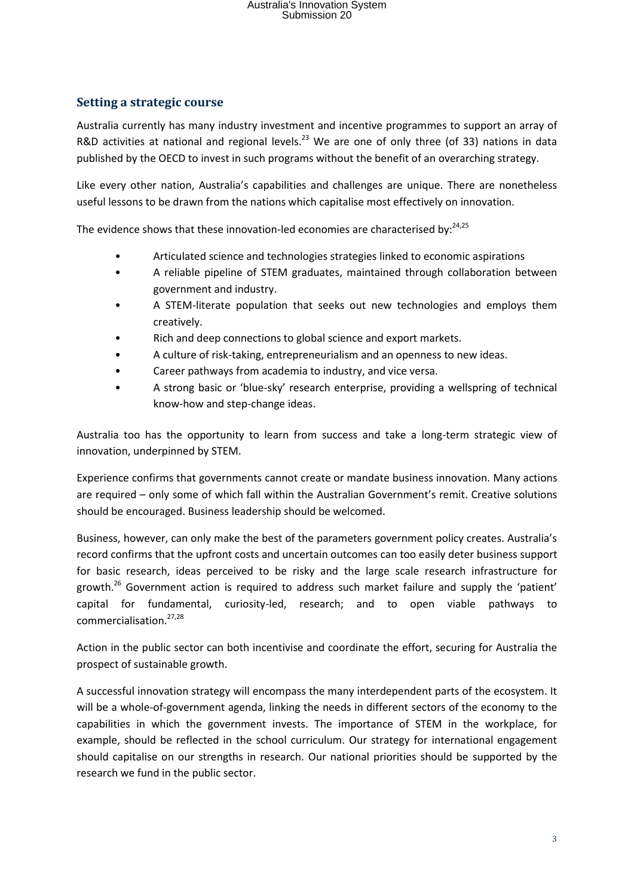## Setting a strategic course

Australia currently has many industry investment and incentive programmes to support an array of R&D activities at national and regional levels.[23] We are one of only three (of 33) nations in data published by the OECD to invest in such programs without the benefit of an overarching strategy.

Like every other nation, Australia's capabilities and challenges are unique. There are nonetheless useful lessons to be drawn from the nations which capitalise most effectively on innovation.

The evidence shows that these innovation-led economies are characterised by:[24,25]

- Articulated science and technologies strategies linked to economic aspirations
- A reliable pipeline of STEM graduates, maintained through collaboration between government and industry.
- A STEM-literate population that seeks out new technologies and employs them creatively.
- Rich and deep connections to global science and export markets.
- A culture of risk-taking, entrepreneurialism and an openness to new ideas.
- Career pathways from academia to industry, and vice versa.
- A strong basic or 'blue-sky' research enterprise, providing a wellspring of technical know-how and step-change ideas.

Australia too has the opportunity to learn from success and take a long-term strategic view of innovation, underpinned by STEM.

Experience confirms that governments cannot create or mandate business innovation. Many actions are required – only some of which fall within the Australian Government's remit. Creative solutions should be encouraged. Business leadership should be welcomed.

Business, however, can only make the best of the parameters government policy creates. Australia's record confirms that the upfront costs and uncertain outcomes can too easily deter business support for basic research, ideas perceived to be risky and the large scale research infrastructure for growth.[26] Government action is required to address such market failure and supply the 'patient' capital for fundamental, curiosity-led, research; and to open viable pathways to commercialisation.[27,28]

Action in the public sector can both incentivise and coordinate the effort, securing for Australia the prospect of sustainable growth.

A successful innovation strategy will encompass the many interdependent parts of the ecosystem. It will be a whole-of-government agenda, linking the needs in different sectors of the economy to the capabilities in which the government invests. The importance of STEM in the workplace, for example, should be reflected in the school curriculum. Our strategy for international engagement should capitalise on our strengths in research. Our national priorities should be supported by the research we fund in the public sector.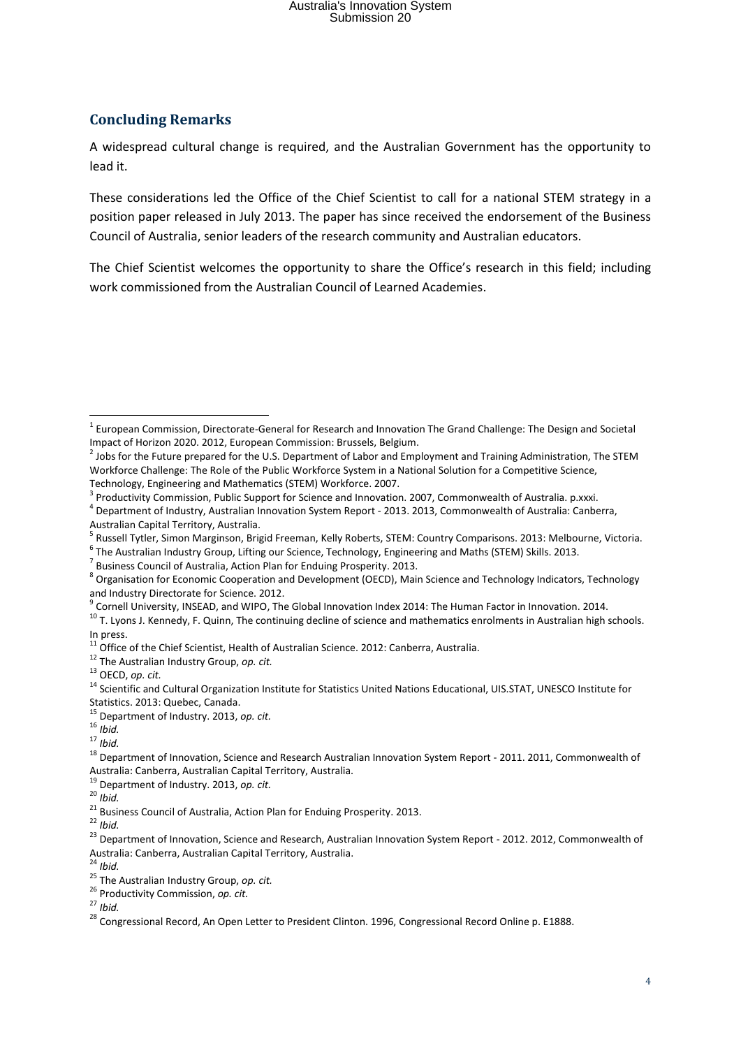## Concluding Remarks

A widespread cultural change is required, and the Australian Government has the opportunity to lead it.

These considerations led the Office of the Chief Scientist to call for a national STEM strategy in a position paper released in July 2013. The paper has since received the endorsement of the Business Council of Australia, senior leaders of the research community and Australian educators.

The Chief Scientist welcomes the opportunity to share the Office's research in this field; including work commissioned from the Australian Council of Learned Academies.

---

[1] European Commission, Directorate-General for Research and Innovation The Grand Challenge: The Design and Societal Impact of Horizon 2020. 2012, European Commission: Brussels, Belgium.

[2] Jobs for the Future prepared for the U.S. Department of Labor and Employment and Training Administration, The STEM Workforce Challenge: The Role of the Public Workforce System in a National Solution for a Competitive Science, Technology, Engineering and Mathematics (STEM) Workforce. 2007.

[3] Productivity Commission, Public Support for Science and Innovation. 2007, Commonwealth of Australia. p.xxxi.

[4] Department of Industry, Australian Innovation System Report - 2013. 2013, Commonwealth of Australia: Canberra, Australian Capital Territory, Australia.

[5] Russell Tytler, Simon Marginson, Brigid Freeman, Kelly Roberts, STEM: Country Comparisons. 2013: Melbourne, Victoria.

[6] The Australian Industry Group, Lifting our Science, Technology, Engineering and Maths (STEM) Skills. 2013.

[7] Business Council of Australia, Action Plan for Enduring Prosperity. 2013.

[8] Organisation for Economic Cooperation and Development (OECD), Main Science and Technology Indicators, Technology and Industry Directorate for Science. 2012.

[9] Cornell University, INSEAD, and WIPO, The Global Innovation Index 2014: The Human Factor in Innovation. 2014.

[10] T. Lyons J. Kennedy, F. Quinn, The continuing decline of science and mathematics enrolments in Australian high schools. In press.

[11] Office of the Chief Scientist, Health of Australian Science. 2012: Canberra, Australia.

[12] The Australian Industry Group, *op. cit.*

[13] OECD, *op. cit.*

[14] Scientific and Cultural Organization Institute for Statistics United Nations Educational, UIS.STAT, UNESCO Institute for Statistics. 2013: Quebec, Canada.

[15] Department of Industry. 2013, *op. cit.*

[16] *Ibid.*

[17] *Ibid.*

[18] Department of Innovation, Science and Research Australian Innovation System Report - 2011. 2011, Commonwealth of Australia: Canberra, Australian Capital Territory, Australia.

[19] Department of Industry. 2013, *op. cit.*

[20] *Ibid.*

[21] Business Council of Australia, Action Plan for Enduring Prosperity. 2013.

[22] *Ibid.*

[23] Department of Innovation, Science and Research, Australian Innovation System Report - 2012. 2012, Commonwealth of Australia: Canberra, Australian Capital Territory, Australia.

[24] *Ibid.*

[25] The Australian Industry Group, *op. cit.*

[26] Productivity Commission, *op. cit.*

[27] *Ibid.*

[28] Congressional Record, An Open Letter to President Clinton. 1996, Congressional Record Online p. E1888.